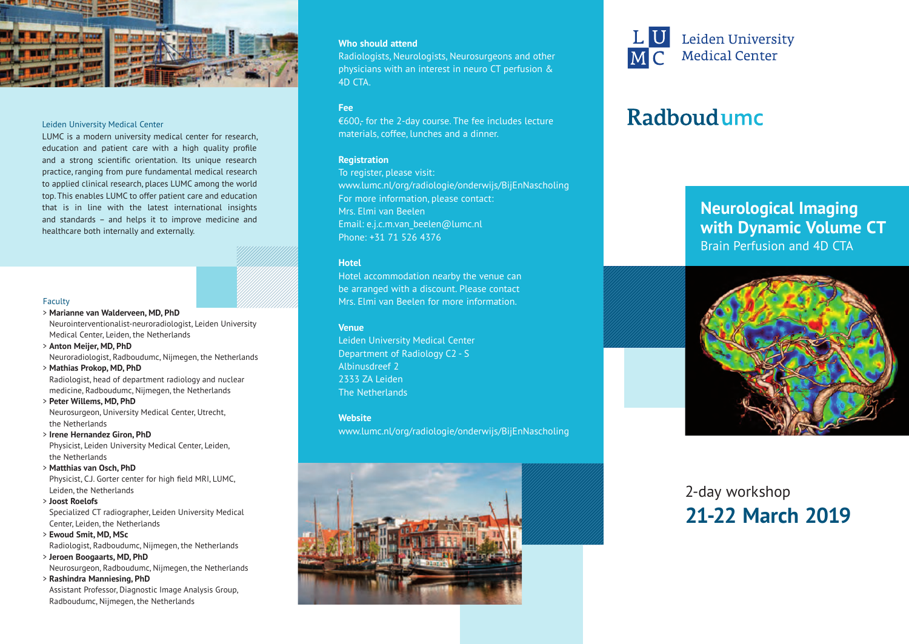# Neurological Imaging with Dynamic Volume CT

Brain Perfusion and 4D CTA

Leiden University Medical Center

Radboudumc

2-day workshop

## 21-22 March 2019

### Leiden University Medical Center

LUMC is a modern university medical center for research, education and patient care with a high quality profile and a strong scientific orientation. Its unique research practice, ranging from pure fundamental medical research to applied clinical research, places LUMC among the world top. This enables LUMC to offer patient care and education that is in line with the latest international insights and standards – and helps it to improve medicine and healthcare both internally and externally.

### Faculty

- **Marianne van Walderveen, MD, PhD**
  Neurointerventionalist-neuroradiologist, Leiden University Medical Center, Leiden, the Netherlands
- **Anton Meijer, MD, PhD**
  Neuroradiologist, Radboudumc, Nijmegen, the Netherlands
- **Mathias Prokop, MD, PhD**
  Radiologist, head of department radiology and nuclear medicine, Radboudumc, Nijmegen, the Netherlands
- **Peter Willems, MD, PhD**
  Neurosurgeon, University Medical Center, Utrecht, the Netherlands
- **Irene Hernandez Giron, PhD**
  Physicist, Leiden University Medical Center, Leiden, the Netherlands
- **Matthias van Osch, PhD**
  Physicist, C.J. Gorter center for high field MRI, LUMC, Leiden, the Netherlands
- **Joost Roelofs**
  Specialized CT radiographer, Leiden University Medical Center, Leiden, the Netherlands
- **Ewoud Smit, MD, MSc**
  Radiologist, Radboudumc, Nijmegen, the Netherlands
- **Jeroen Boogaarts, MD, PhD**
  Neurosurgeon, Radboudumc, Nijmegen, the Netherlands
- **Rashindra Manniesing, PhD**
  Assistant Professor, Diagnostic Image Analysis Group, Radboudumc, Nijmegen, the Netherlands

### Who should attend

Radiologists, Neurologists, Neurosurgeons and other physicians with an interest in neuro CT perfusion & 4D CTA.

### Fee

€600,- for the 2-day course. The fee includes lecture materials, coffee, lunches and a dinner.

### Registration

To register, please visit:
www.lumc.nl/org/radiologie/onderwijs/BijEnNascholing
For more information, please contact:
Mrs. Elmi van Beelen
Email: e.j.c.m.van_beelen@lumc.nl
Phone: +31 71 526 4376

### Hotel

Hotel accommodation nearby the venue can be arranged with a discount. Please contact Mrs. Elmi van Beelen for more information.

### Venue

Leiden University Medical Center
Department of Radiology C2 - S
Albinusdreef 2
2333 ZA Leiden
The Netherlands

### Website

www.lumc.nl/org/radiologie/onderwijs/BijEnNascholing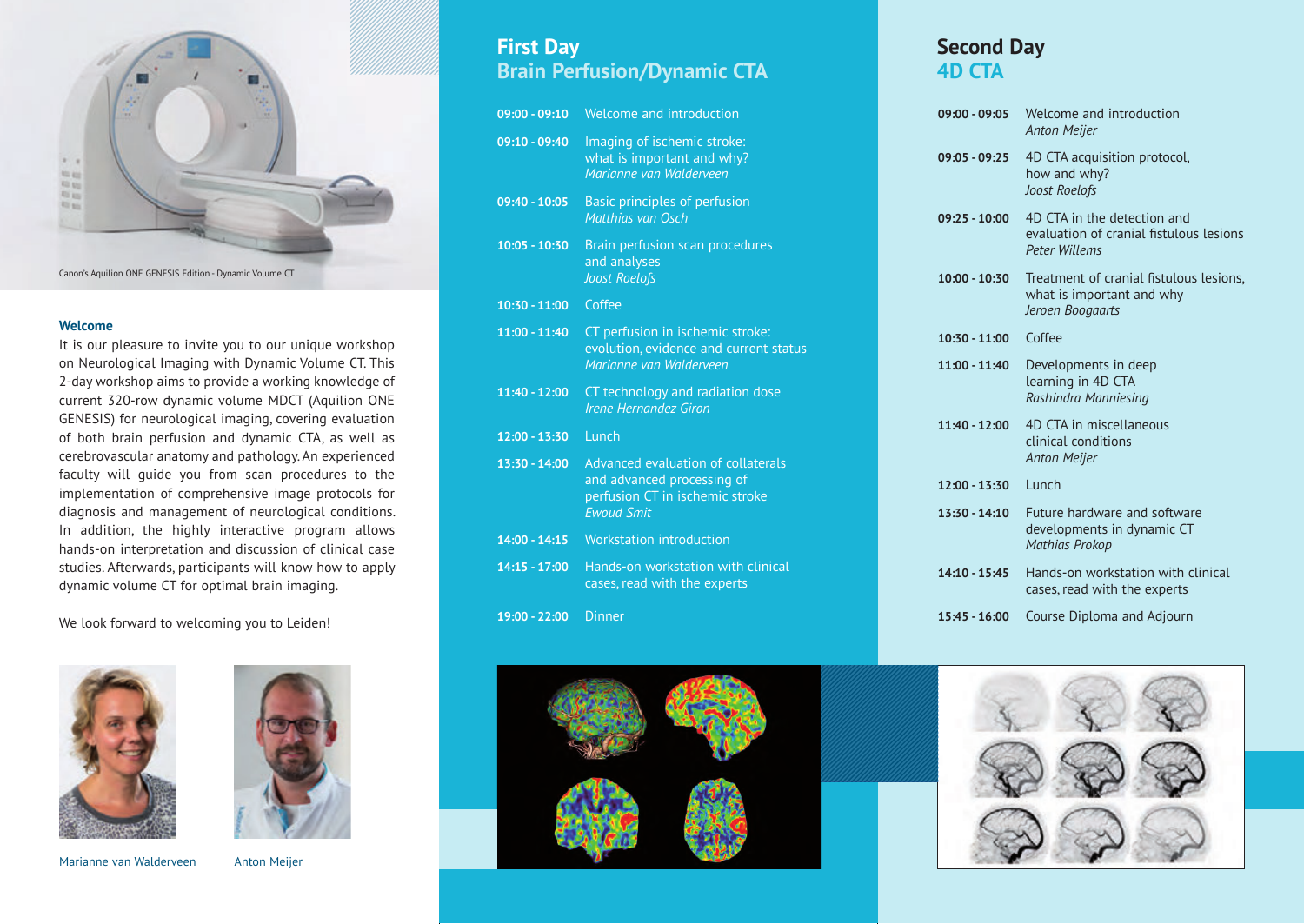Canon's Aquilion ONE GENESIS Edition - Dynamic Volume CT

### Welcome

It is our pleasure to invite you to our unique workshop on Neurological Imaging with Dynamic Volume CT. This 2-day workshop aims to provide a working knowledge of current 320-row dynamic volume MDCT (Aquilion ONE GENESIS) for neurological imaging, covering evaluation of both brain perfusion and dynamic CTA, as well as cerebrovascular anatomy and pathology. An experienced faculty will guide you from scan procedures to the implementation of comprehensive image protocols for diagnosis and management of neurological conditions. In addition, the highly interactive program allows hands-on interpretation and discussion of clinical case studies. Afterwards, participants will know how to apply dynamic volume CT for optimal brain imaging.

We look forward to welcoming you to Leiden!

Marianne van Walderveen

Anton Meijer

## First Day
## Brain Perfusion/Dynamic CTA

| | |
|---|---|
| **09:00 - 09:10** | Welcome and introduction |
| **09:10 - 09:40** | Imaging of ischemic stroke: what is important and why? *Marianne van Walderveen* |
| **09:40 - 10:05** | Basic principles of perfusion *Matthias van Osch* |
| **10:05 - 10:30** | Brain perfusion scan procedures and analyses *Joost Roelofs* |
| **10:30 - 11:00** | Coffee |
| **11:00 - 11:40** | CT perfusion in ischemic stroke: evolution, evidence and current status *Marianne van Walderveen* |
| **11:40 - 12:00** | CT technology and radiation dose *Irene Hernandez Giron* |
| **12:00 - 13:30** | Lunch |
| **13:30 - 14:00** | Advanced evaluation of collaterals and advanced processing of perfusion CT in ischemic stroke *Ewoud Smit* |
| **14:00 - 14:15** | Workstation introduction |
| **14:15 - 17:00** | Hands-on workstation with clinical cases, read with the experts |
| **19:00 - 22:00** | Dinner |

## Second Day
## 4D CTA

| | |
|---|---|
| **09:00 - 09:05** | Welcome and introduction *Anton Meijer* |
| **09:05 - 09:25** | 4D CTA acquisition protocol, how and why? *Joost Roelofs* |
| **09:25 - 10:00** | 4D CTA in the detection and evaluation of cranial fistulous lesions *Peter Willems* |
| **10:00 - 10:30** | Treatment of cranial fistulous lesions, what is important and why *Jeroen Boogaarts* |
| **10:30 - 11:00** | Coffee |
| **11:00 - 11:40** | Developments in deep learning in 4D CTA *Rashindra Manniesing* |
| **11:40 - 12:00** | 4D CTA in miscellaneous clinical conditions *Anton Meijer* |
| **12:00 - 13:30** | Lunch |
| **13:30 - 14:10** | Future hardware and software developments in dynamic CT *Mathias Prokop* |
| **14:10 - 15:45** | Hands-on workstation with clinical cases, read with the experts |
| **15:45 - 16:00** | Course Diploma and Adjourn |